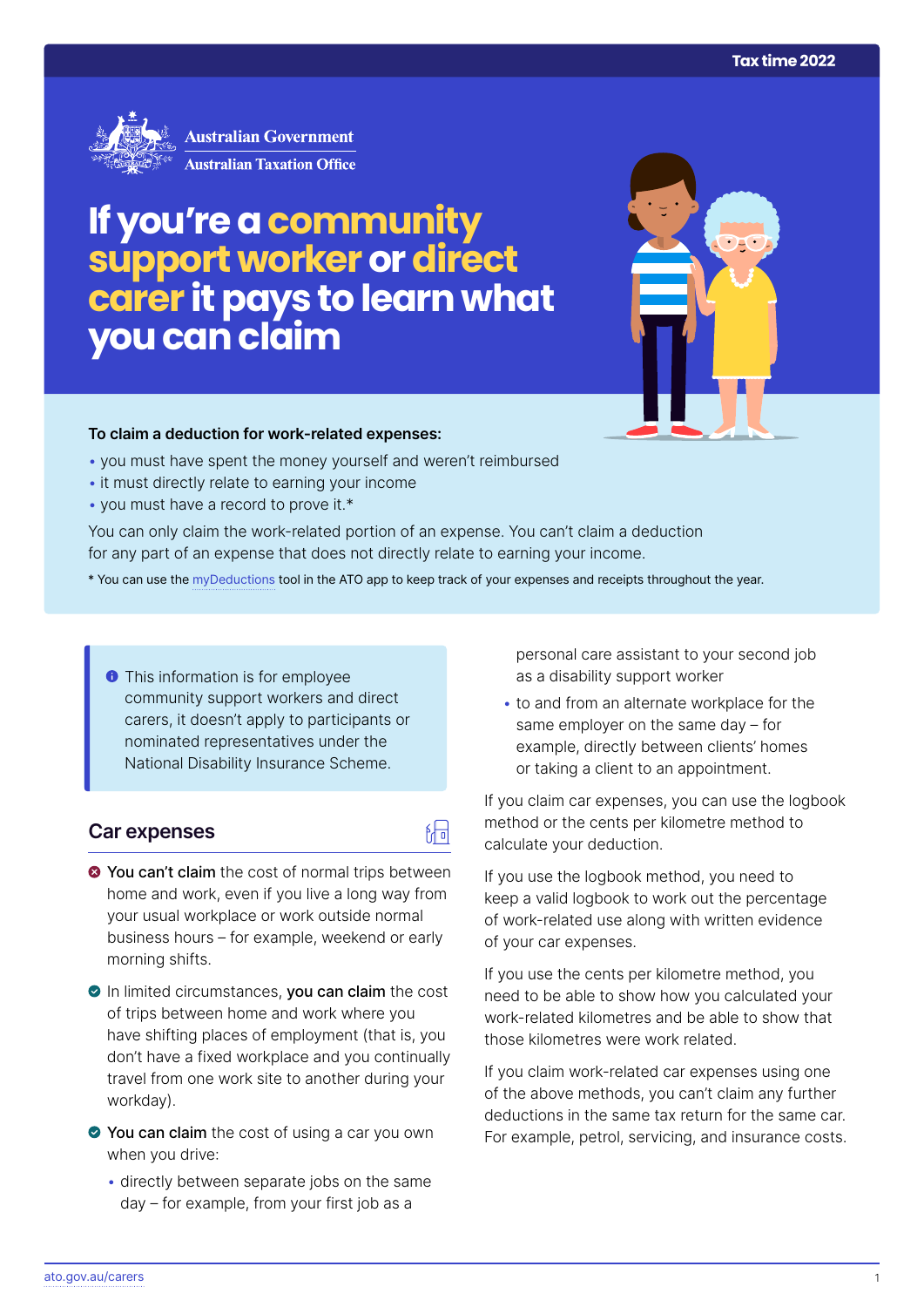# If you're a community support worker or direct carer it pays to learn what you can claim

**To claim a deduction for work-related expenses:**

- you must have spent the money yourself and weren't reimbursed
- it must directly relate to earning your income
- you must have a record to prove it.*

You can only claim the work-related portion of an expense. You can't claim a deduction for any part of an expense that does not directly relate to earning your income.

* You can use the myDeductions tool in the ATO app to keep track of your expenses and receipts throughout the year.

> This information is for employee community support workers and direct carers, it doesn't apply to participants or nominated representatives under the National Disability Insurance Scheme.

## Car expenses

- **You can't claim** the cost of normal trips between home and work, even if you live a long way from your usual workplace or work outside normal business hours – for example, weekend or early morning shifts.
- In limited circumstances, **you can claim** the cost of trips between home and work where you have shifting places of employment (that is, you don't have a fixed workplace and you continually travel from one work site to another during your workday).
- **You can claim** the cost of using a car you own when you drive:
  - directly between separate jobs on the same day – for example, from your first job as a personal care assistant to your second job as a disability support worker
  - to and from an alternate workplace for the same employer on the same day – for example, directly between clients' homes or taking a client to an appointment.

If you claim car expenses, you can use the logbook method or the cents per kilometre method to calculate your deduction.

If you use the logbook method, you need to keep a valid logbook to work out the percentage of work-related use along with written evidence of your car expenses.

If you use the cents per kilometre method, you need to be able to show how you calculated your work-related kilometres and be able to show that those kilometres were work related.

If you claim work-related car expenses using one of the above methods, you can't claim any further deductions in the same tax return for the same car. For example, petrol, servicing, and insurance costs.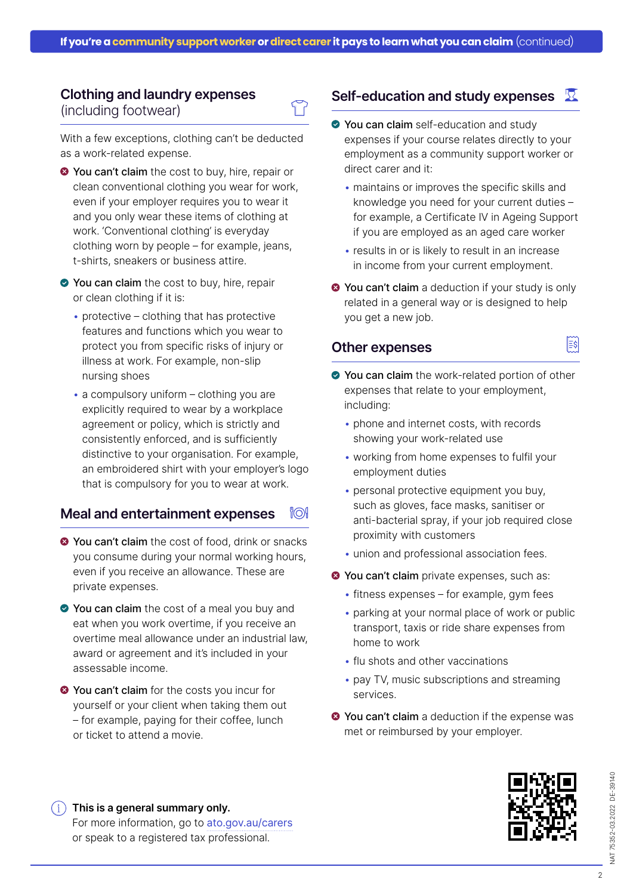**If you're a community support worker or direct carer it pays to learn what you can claim** (continued)

## Clothing and laundry expenses (including footwear)

With a few exceptions, clothing can't be deducted as a work-related expense.

- **You can't claim** the cost to buy, hire, repair or clean conventional clothing you wear for work, even if your employer requires you to wear it and you only wear these items of clothing at work. 'Conventional clothing' is everyday clothing worn by people – for example, jeans, t-shirts, sneakers or business attire.
- **You can claim** the cost to buy, hire, repair or clean clothing if it is:
  - protective – clothing that has protective features and functions which you wear to protect you from specific risks of injury or illness at work. For example, non-slip nursing shoes
  - a compulsory uniform – clothing you are explicitly required to wear by a workplace agreement or policy, which is strictly and consistently enforced, and is sufficiently distinctive to your organisation. For example, an embroidered shirt with your employer's logo that is compulsory for you to wear at work.

## Meal and entertainment expenses

- **You can't claim** the cost of food, drink or snacks you consume during your normal working hours, even if you receive an allowance. These are private expenses.
- **You can claim** the cost of a meal you buy and eat when you work overtime, if you receive an overtime meal allowance under an industrial law, award or agreement and it's included in your assessable income.
- **You can't claim** for the costs you incur for yourself or your client when taking them out – for example, paying for their coffee, lunch or ticket to attend a movie.

## Self-education and study expenses

- **You can claim** self-education and study expenses if your course relates directly to your employment as a community support worker or direct carer and it:
  - maintains or improves the specific skills and knowledge you need for your current duties – for example, a Certificate IV in Ageing Support if you are employed as an aged care worker
  - results in or is likely to result in an increase in income from your current employment.
- **You can't claim** a deduction if your study is only related in a general way or is designed to help you get a new job.

## Other expenses

- **You can claim** the work-related portion of other expenses that relate to your employment, including:
  - phone and internet costs, with records showing your work-related use
  - working from home expenses to fulfil your employment duties
  - personal protective equipment you buy, such as gloves, face masks, sanitiser or anti-bacterial spray, if your job required close proximity with customers
  - union and professional association fees.
- **You can't claim** private expenses, such as:
  - fitness expenses – for example, gym fees
  - parking at your normal place of work or public transport, taxis or ride share expenses from home to work
  - flu shots and other vaccinations
  - pay TV, music subscriptions and streaming services.
- **You can't claim** a deduction if the expense was met or reimbursed by your employer.

**This is a general summary only.**
For more information, go to ato.gov.au/carers or speak to a registered tax professional.

NAT 75352-03.2022 DE-39140